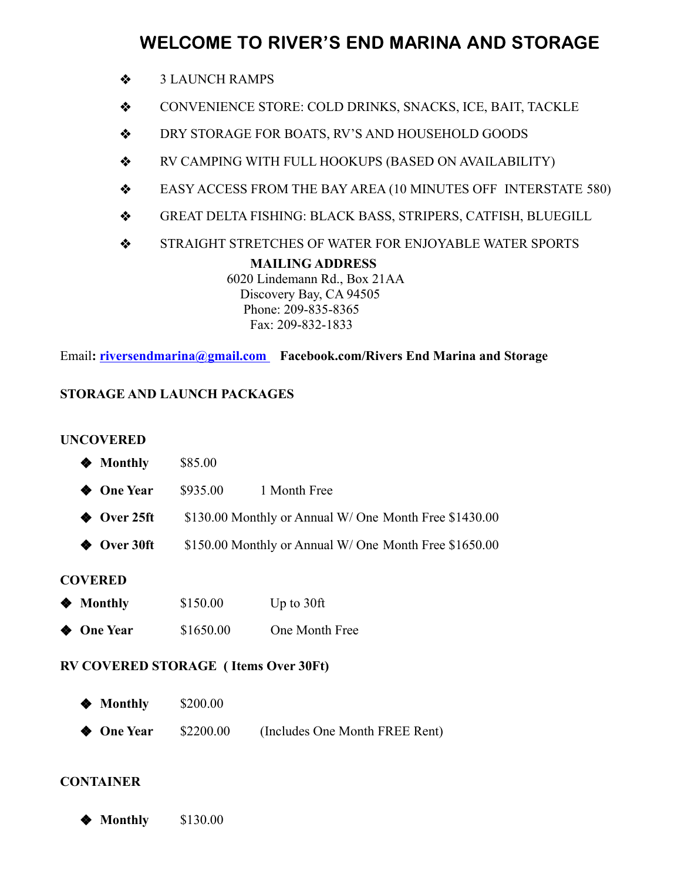# WELCOME TO RIVER'S END MARINA AND STORAGE

- 3 LAUNCH RAMPS
- CONVENIENCE STORE: COLD DRINKS, SNACKS, ICE, BAIT, TACKLE
- DRY STORAGE FOR BOATS, RV'S AND HOUSEHOLD GOODS
- RV CAMPING WITH FULL HOOKUPS (BASED ON AVAILABILITY)
- EASY ACCESS FROM THE BAY AREA (10 MINUTES OFF INTERSTATE 580)
- GREAT DELTA FISHING: BLACK BASS, STRIPERS, CATFISH, BLUEGILL
- STRAIGHT STRETCHES OF WATER FOR ENJOYABLE WATER SPORTS

**MAILING ADDRESS**
6020 Lindemann Rd., Box 21AA
Discovery Bay, CA 94505
Phone: 209-835-8365
Fax: 209-832-1833

Email**:** riversendmarina@gmail.com **Facebook.com/Rivers End Marina and Storage**

**STORAGE AND LAUNCH PACKAGES**

**UNCOVERED**

- **Monthly** $85.00
- **One Year** $935.00 1 Month Free
- **Over 25ft** $130.00 Monthly or Annual W/ One Month Free $1430.00
- **Over 30ft** $150.00 Monthly or Annual W/ One Month Free $1650.00

**COVERED**

- **Monthly** $150.00 Up to 30ft
- **One Year** $1650.00 One Month Free

**RV COVERED STORAGE ( Items Over 30Ft)**

- **Monthly** $200.00
- **One Year** $2200.00 (Includes One Month FREE Rent)

**CONTAINER**

- **Monthly** $130.00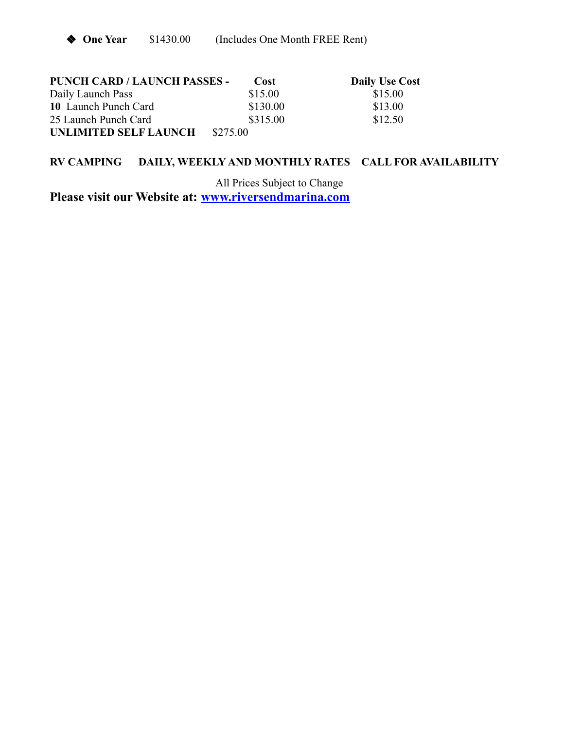- **One Year** $1430.00 (Includes One Month FREE Rent)

| **PUNCH CARD / LAUNCH PASSES -** | **Cost** | **Daily Use Cost** |
|---|---|---|
| Daily Launch Pass | $15.00 | $15.00 |
| **10** Launch Punch Card | $130.00 | $13.00 |
| 25 Launch Punch Card | $315.00 | $12.50 |
| **UNLIMITED SELF LAUNCH** $275.00 | | |

**RV CAMPING DAILY, WEEKLY AND MONTHLY RATES CALL FOR AVAILABILITY**

All Prices Subject to Change

**Please visit our Website at: [www.riversendmarina.com](http://www.riversendmarina.com)**